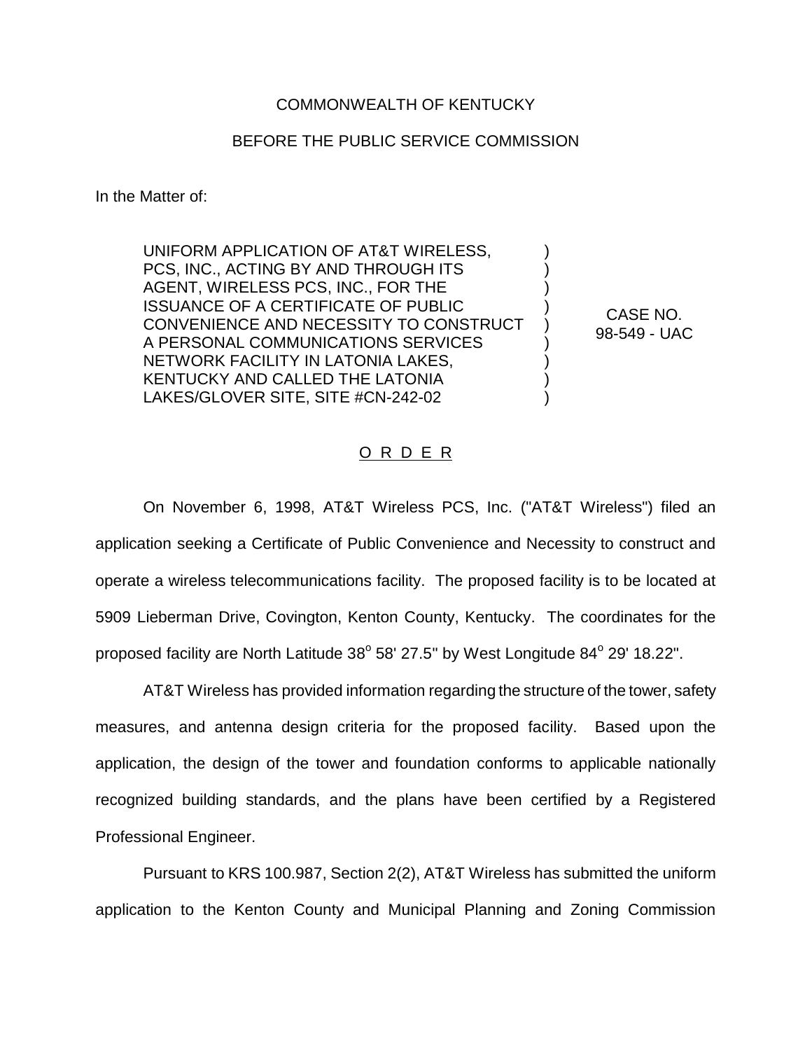COMMONWEALTH OF KENTUCKY

BEFORE THE PUBLIC SERVICE COMMISSION

In the Matter of:

| | | |
|---|---|---|
| UNIFORM APPLICATION OF AT&T WIRELESS, PCS, INC., ACTING BY AND THROUGH ITS AGENT, WIRELESS PCS, INC., FOR THE ISSUANCE OF A CERTIFICATE OF PUBLIC CONVENIENCE AND NECESSITY TO CONSTRUCT A PERSONAL COMMUNICATIONS SERVICES NETWORK FACILITY IN LATONIA LAKES, KENTUCKY AND CALLED THE LATONIA LAKES/GLOVER SITE, SITE #CN-242-02 | ) | CASE NO. 98-549 - UAC |

## O R D E R

On November 6, 1998, AT&T Wireless PCS, Inc. ("AT&T Wireless") filed an application seeking a Certificate of Public Convenience and Necessity to construct and operate a wireless telecommunications facility. The proposed facility is to be located at 5909 Lieberman Drive, Covington, Kenton County, Kentucky. The coordinates for the proposed facility are North Latitude 38° 58' 27.5" by West Longitude 84° 29' 18.22".

AT&T Wireless has provided information regarding the structure of the tower, safety measures, and antenna design criteria for the proposed facility. Based upon the application, the design of the tower and foundation conforms to applicable nationally recognized building standards, and the plans have been certified by a Registered Professional Engineer.

Pursuant to KRS 100.987, Section 2(2), AT&T Wireless has submitted the uniform application to the Kenton County and Municipal Planning and Zoning Commission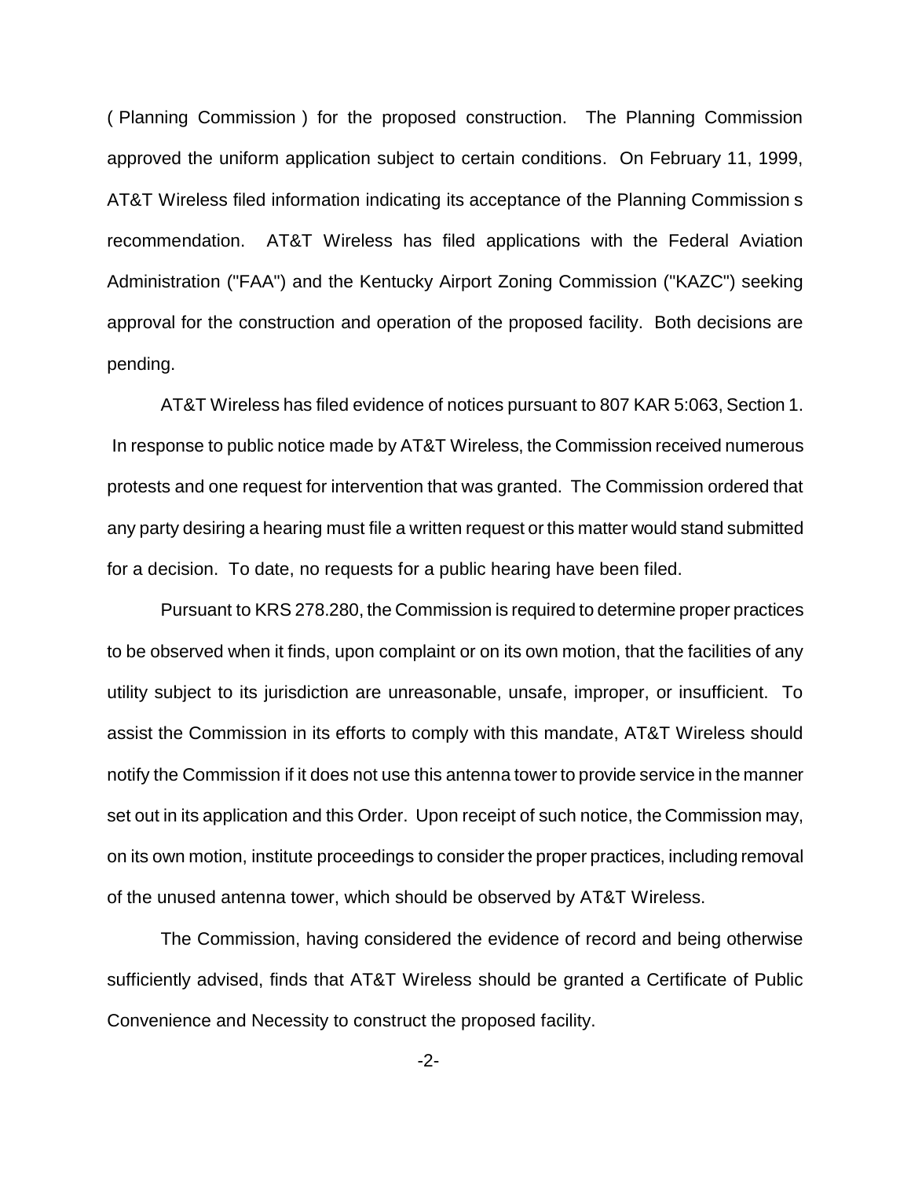( Planning Commission ) for the proposed construction. The Planning Commission approved the uniform application subject to certain conditions. On February 11, 1999, AT&T Wireless filed information indicating its acceptance of the Planning Commission s recommendation. AT&T Wireless has filed applications with the Federal Aviation Administration ("FAA") and the Kentucky Airport Zoning Commission ("KAZC") seeking approval for the construction and operation of the proposed facility. Both decisions are pending.

AT&T Wireless has filed evidence of notices pursuant to 807 KAR 5:063, Section 1. In response to public notice made by AT&T Wireless, the Commission received numerous protests and one request for intervention that was granted. The Commission ordered that any party desiring a hearing must file a written request or this matter would stand submitted for a decision. To date, no requests for a public hearing have been filed.

Pursuant to KRS 278.280, the Commission is required to determine proper practices to be observed when it finds, upon complaint or on its own motion, that the facilities of any utility subject to its jurisdiction are unreasonable, unsafe, improper, or insufficient. To assist the Commission in its efforts to comply with this mandate, AT&T Wireless should notify the Commission if it does not use this antenna tower to provide service in the manner set out in its application and this Order. Upon receipt of such notice, the Commission may, on its own motion, institute proceedings to consider the proper practices, including removal of the unused antenna tower, which should be observed by AT&T Wireless.

The Commission, having considered the evidence of record and being otherwise sufficiently advised, finds that AT&T Wireless should be granted a Certificate of Public Convenience and Necessity to construct the proposed facility.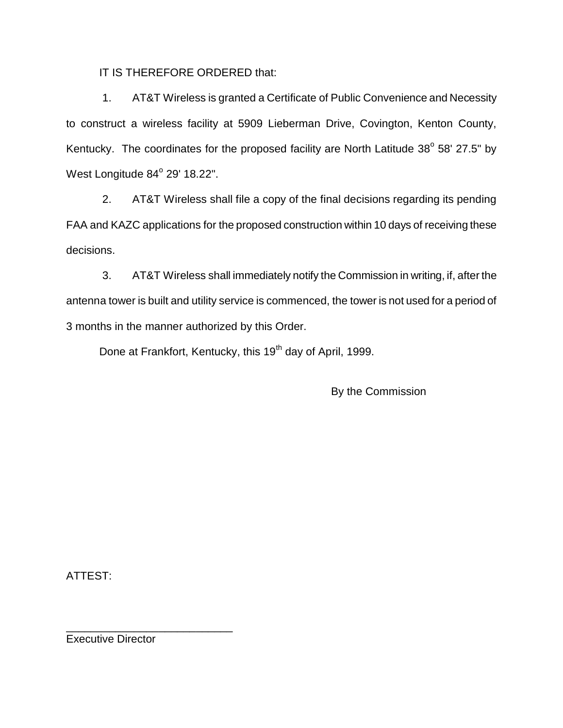IT IS THEREFORE ORDERED that:

1. AT&T Wireless is granted a Certificate of Public Convenience and Necessity to construct a wireless facility at 5909 Lieberman Drive, Covington, Kenton County, Kentucky. The coordinates for the proposed facility are North Latitude 38° 58' 27.5" by West Longitude 84° 29' 18.22".

2. AT&T Wireless shall file a copy of the final decisions regarding its pending FAA and KAZC applications for the proposed construction within 10 days of receiving these decisions.

3. AT&T Wireless shall immediately notify the Commission in writing, if, after the antenna tower is built and utility service is commenced, the tower is not used for a period of 3 months in the manner authorized by this Order.

Done at Frankfort, Kentucky, this 19th day of April, 1999.

By the Commission

ATTEST:

___________________________
Executive Director